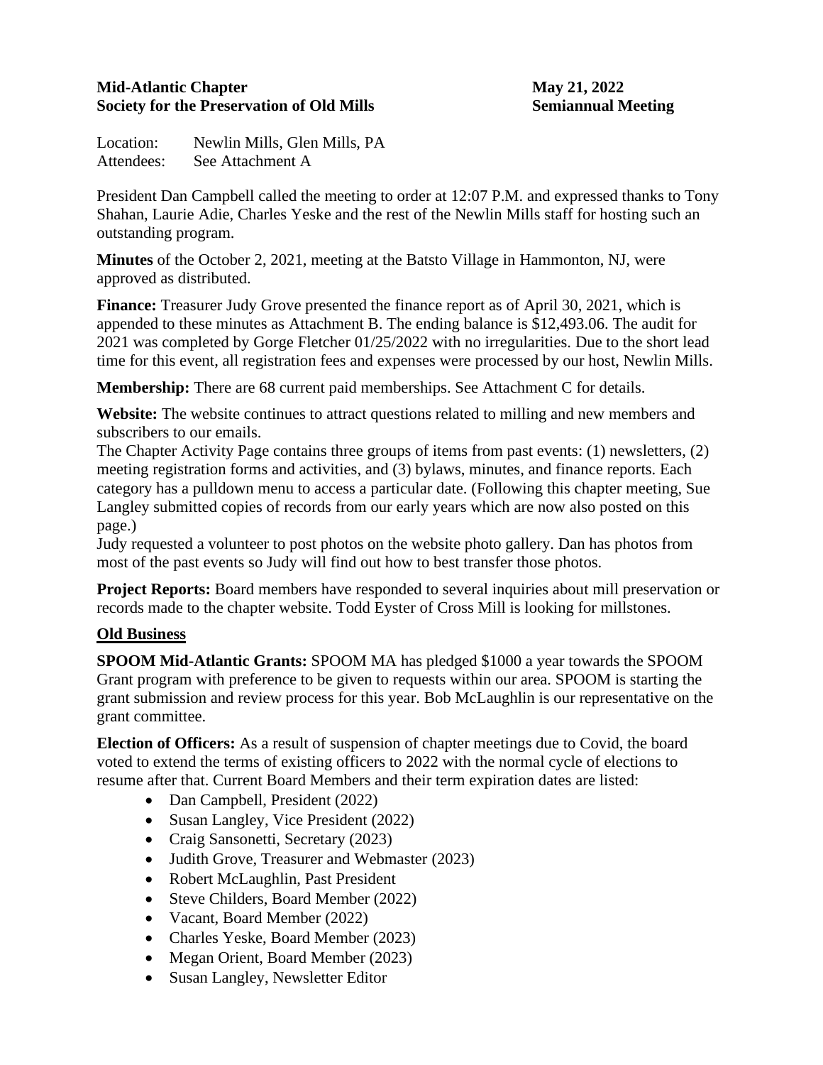**Mid-Atlantic Chapter** **May 21, 2022**
**Society for the Preservation of Old Mills** **Semiannual Meeting**

Location: Newlin Mills, Glen Mills, PA
Attendees: See Attachment A

President Dan Campbell called the meeting to order at 12:07 P.M. and expressed thanks to Tony Shahan, Laurie Adie, Charles Yeske and the rest of the Newlin Mills staff for hosting such an outstanding program.

**Minutes** of the October 2, 2021, meeting at the Batsto Village in Hammonton, NJ, were approved as distributed.

**Finance:** Treasurer Judy Grove presented the finance report as of April 30, 2021, which is appended to these minutes as Attachment B. The ending balance is $12,493.06. The audit for 2021 was completed by Gorge Fletcher 01/25/2022 with no irregularities. Due to the short lead time for this event, all registration fees and expenses were processed by our host, Newlin Mills.

**Membership:** There are 68 current paid memberships. See Attachment C for details.

**Website:** The website continues to attract questions related to milling and new members and subscribers to our emails.
The Chapter Activity Page contains three groups of items from past events: (1) newsletters, (2) meeting registration forms and activities, and (3) bylaws, minutes, and finance reports. Each category has a pulldown menu to access a particular date. (Following this chapter meeting, Sue Langley submitted copies of records from our early years which are now also posted on this page.)
Judy requested a volunteer to post photos on the website photo gallery. Dan has photos from most of the past events so Judy will find out how to best transfer those photos.

**Project Reports:** Board members have responded to several inquiries about mill preservation or records made to the chapter website. Todd Eyster of Cross Mill is looking for millstones.

## Old Business

**SPOOM Mid-Atlantic Grants:** SPOOM MA has pledged $1000 a year towards the SPOOM Grant program with preference to be given to requests within our area. SPOOM is starting the grant submission and review process for this year. Bob McLaughlin is our representative on the grant committee.

**Election of Officers:** As a result of suspension of chapter meetings due to Covid, the board voted to extend the terms of existing officers to 2022 with the normal cycle of elections to resume after that. Current Board Members and their term expiration dates are listed:

- Dan Campbell, President (2022)
- Susan Langley, Vice President (2022)
- Craig Sansonetti, Secretary (2023)
- Judith Grove, Treasurer and Webmaster (2023)
- Robert McLaughlin, Past President
- Steve Childers, Board Member (2022)
- Vacant, Board Member (2022)
- Charles Yeske, Board Member (2023)
- Megan Orient, Board Member (2023)
- Susan Langley, Newsletter Editor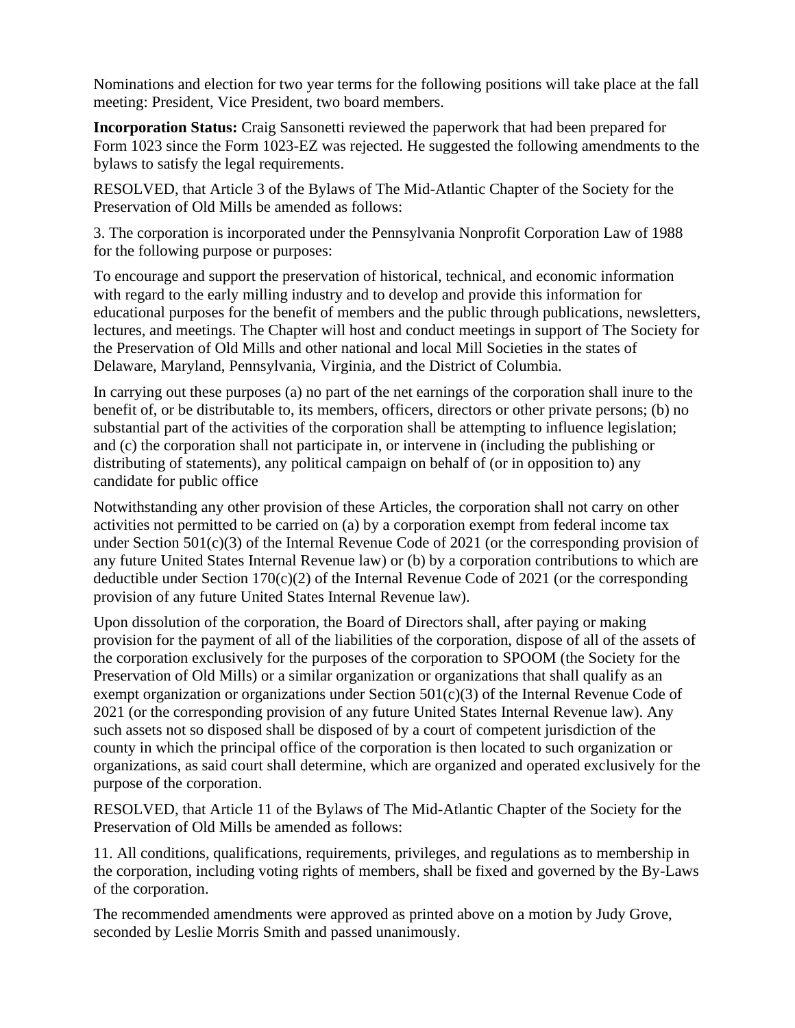Nominations and election for two year terms for the following positions will take place at the fall meeting: President, Vice President, two board members.

**Incorporation Status:** Craig Sansonetti reviewed the paperwork that had been prepared for Form 1023 since the Form 1023-EZ was rejected. He suggested the following amendments to the bylaws to satisfy the legal requirements.

RESOLVED, that Article 3 of the Bylaws of The Mid-Atlantic Chapter of the Society for the Preservation of Old Mills be amended as follows:

3. The corporation is incorporated under the Pennsylvania Nonprofit Corporation Law of 1988 for the following purpose or purposes:

To encourage and support the preservation of historical, technical, and economic information with regard to the early milling industry and to develop and provide this information for educational purposes for the benefit of members and the public through publications, newsletters, lectures, and meetings. The Chapter will host and conduct meetings in support of The Society for the Preservation of Old Mills and other national and local Mill Societies in the states of Delaware, Maryland, Pennsylvania, Virginia, and the District of Columbia.

In carrying out these purposes (a) no part of the net earnings of the corporation shall inure to the benefit of, or be distributable to, its members, officers, directors or other private persons; (b) no substantial part of the activities of the corporation shall be attempting to influence legislation; and (c) the corporation shall not participate in, or intervene in (including the publishing or distributing of statements), any political campaign on behalf of (or in opposition to) any candidate for public office

Notwithstanding any other provision of these Articles, the corporation shall not carry on other activities not permitted to be carried on (a) by a corporation exempt from federal income tax under Section 501(c)(3) of the Internal Revenue Code of 2021 (or the corresponding provision of any future United States Internal Revenue law) or (b) by a corporation contributions to which are deductible under Section 170(c)(2) of the Internal Revenue Code of 2021 (or the corresponding provision of any future United States Internal Revenue law).

Upon dissolution of the corporation, the Board of Directors shall, after paying or making provision for the payment of all of the liabilities of the corporation, dispose of all of the assets of the corporation exclusively for the purposes of the corporation to SPOOM (the Society for the Preservation of Old Mills) or a similar organization or organizations that shall qualify as an exempt organization or organizations under Section 501(c)(3) of the Internal Revenue Code of 2021 (or the corresponding provision of any future United States Internal Revenue law). Any such assets not so disposed shall be disposed of by a court of competent jurisdiction of the county in which the principal office of the corporation is then located to such organization or organizations, as said court shall determine, which are organized and operated exclusively for the purpose of the corporation.

RESOLVED, that Article 11 of the Bylaws of The Mid-Atlantic Chapter of the Society for the Preservation of Old Mills be amended as follows:

11. All conditions, qualifications, requirements, privileges, and regulations as to membership in the corporation, including voting rights of members, shall be fixed and governed by the By-Laws of the corporation.

The recommended amendments were approved as printed above on a motion by Judy Grove, seconded by Leslie Morris Smith and passed unanimously.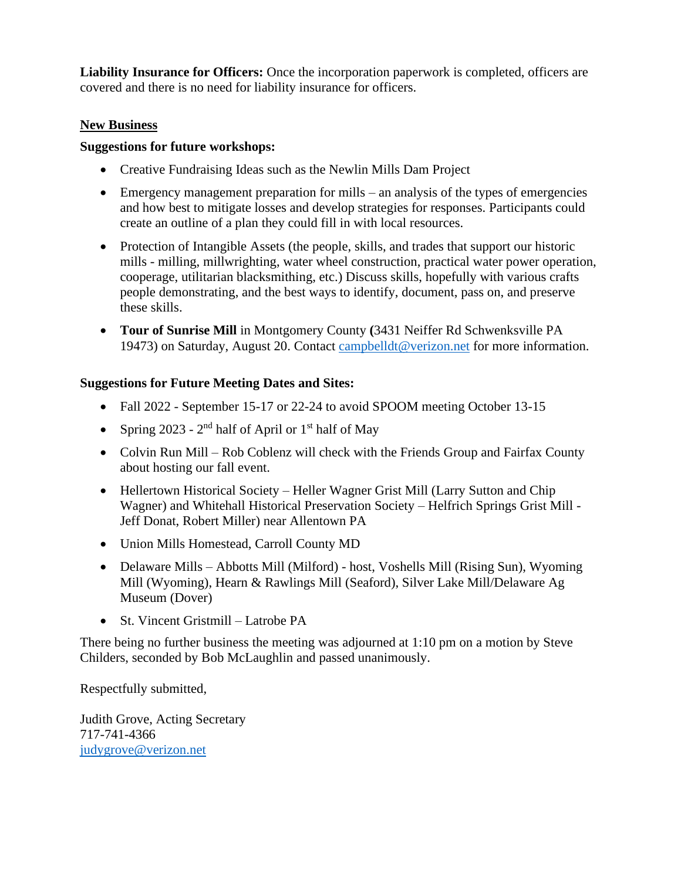**Liability Insurance for Officers:** Once the incorporation paperwork is completed, officers are covered and there is no need for liability insurance for officers.

## New Business

**Suggestions for future workshops:**

- Creative Fundraising Ideas such as the Newlin Mills Dam Project
- Emergency management preparation for mills – an analysis of the types of emergencies and how best to mitigate losses and develop strategies for responses. Participants could create an outline of a plan they could fill in with local resources.
- Protection of Intangible Assets (the people, skills, and trades that support our historic mills - milling, millwrighting, water wheel construction, practical water power operation, cooperage, utilitarian blacksmithing, etc.) Discuss skills, hopefully with various crafts people demonstrating, and the best ways to identify, document, pass on, and preserve these skills.
- **Tour of Sunrise Mill** in Montgomery County **(**3431 Neiffer Rd Schwenksville PA 19473) on Saturday, August 20. Contact campbelldt@verizon.net for more information.

**Suggestions for Future Meeting Dates and Sites:**

- Fall 2022 - September 15-17 or 22-24 to avoid SPOOM meeting October 13-15
- Spring 2023 - 2nd half of April or 1st half of May
- Colvin Run Mill – Rob Coblenz will check with the Friends Group and Fairfax County about hosting our fall event.
- Hellertown Historical Society – Heller Wagner Grist Mill (Larry Sutton and Chip Wagner) and Whitehall Historical Preservation Society – Helfrich Springs Grist Mill - Jeff Donat, Robert Miller) near Allentown PA
- Union Mills Homestead, Carroll County MD
- Delaware Mills – Abbotts Mill (Milford) - host, Voshells Mill (Rising Sun), Wyoming Mill (Wyoming), Hearn & Rawlings Mill (Seaford), Silver Lake Mill/Delaware Ag Museum (Dover)
- St. Vincent Gristmill – Latrobe PA

There being no further business the meeting was adjourned at 1:10 pm on a motion by Steve Childers, seconded by Bob McLaughlin and passed unanimously.

Respectfully submitted,

Judith Grove, Acting Secretary
717-741-4366
judygrove@verizon.net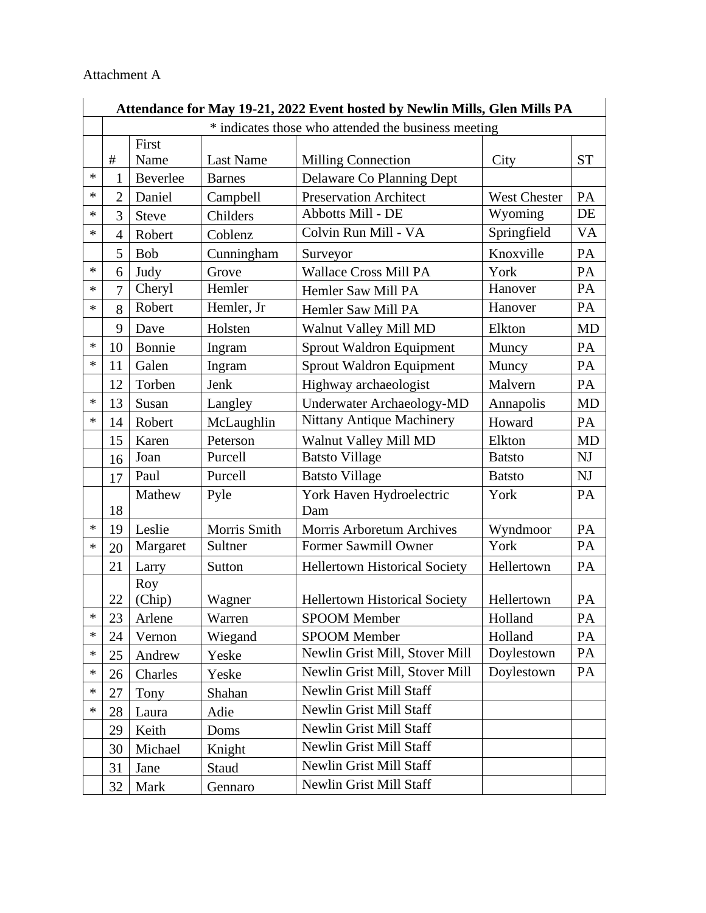Attachment A

| Attendance for May 19-21, 2022 Event hosted by Newlin Mills, Glen Mills PA | | | | | | |
|---|---|---|---|---|---|---|
| | * indicates those who attended the business meeting | | | | | |
| | # | First Name | Last Name | Milling Connection | City | ST |
| * | 1 | Beverlee | Barnes | Delaware Co Planning Dept | | |
| * | 2 | Daniel | Campbell | Preservation Architect | West Chester | PA |
| * | 3 | Steve | Childers | Abbotts Mill - DE | Wyoming | DE |
| * | 4 | Robert | Coblenz | Colvin Run Mill - VA | Springfield | VA |
| | 5 | Bob | Cunningham | Surveyor | Knoxville | PA |
| * | 6 | Judy | Grove | Wallace Cross Mill PA | York | PA |
| * | 7 | Cheryl | Hemler | Hemler Saw Mill PA | Hanover | PA |
| * | 8 | Robert | Hemler, Jr | Hemler Saw Mill PA | Hanover | PA |
| | 9 | Dave | Holsten | Walnut Valley Mill MD | Elkton | MD |
| * | 10 | Bonnie | Ingram | Sprout Waldron Equipment | Muncy | PA |
| * | 11 | Galen | Ingram | Sprout Waldron Equipment | Muncy | PA |
| | 12 | Torben | Jenk | Highway archaeologist | Malvern | PA |
| * | 13 | Susan | Langley | Underwater Archaeology-MD | Annapolis | MD |
| * | 14 | Robert | McLaughlin | Nittany Antique Machinery | Howard | PA |
| | 15 | Karen | Peterson | Walnut Valley Mill MD | Elkton | MD |
| | 16 | Joan | Purcell | Batsto Village | Batsto | NJ |
| | 17 | Paul | Purcell | Batsto Village | Batsto | NJ |
| | 18 | Mathew | Pyle | York Haven Hydroelectric Dam | York | PA |
| * | 19 | Leslie | Morris Smith | Morris Arboretum Archives | Wyndmoor | PA |
| * | 20 | Margaret | Sultner | Former Sawmill Owner | York | PA |
| | 21 | Larry | Sutton | Hellertown Historical Society | Hellertown | PA |
| | 22 | Roy (Chip) | Wagner | Hellertown Historical Society | Hellertown | PA |
| * | 23 | Arlene | Warren | SPOOM Member | Holland | PA |
| * | 24 | Vernon | Wiegand | SPOOM Member | Holland | PA |
| * | 25 | Andrew | Yeske | Newlin Grist Mill, Stover Mill | Doylestown | PA |
| * | 26 | Charles | Yeske | Newlin Grist Mill, Stover Mill | Doylestown | PA |
| * | 27 | Tony | Shahan | Newlin Grist Mill Staff | | |
| * | 28 | Laura | Adie | Newlin Grist Mill Staff | | |
| | 29 | Keith | Doms | Newlin Grist Mill Staff | | |
| | 30 | Michael | Knight | Newlin Grist Mill Staff | | |
| | 31 | Jane | Staud | Newlin Grist Mill Staff | | |
| | 32 | Mark | Gennaro | Newlin Grist Mill Staff | | |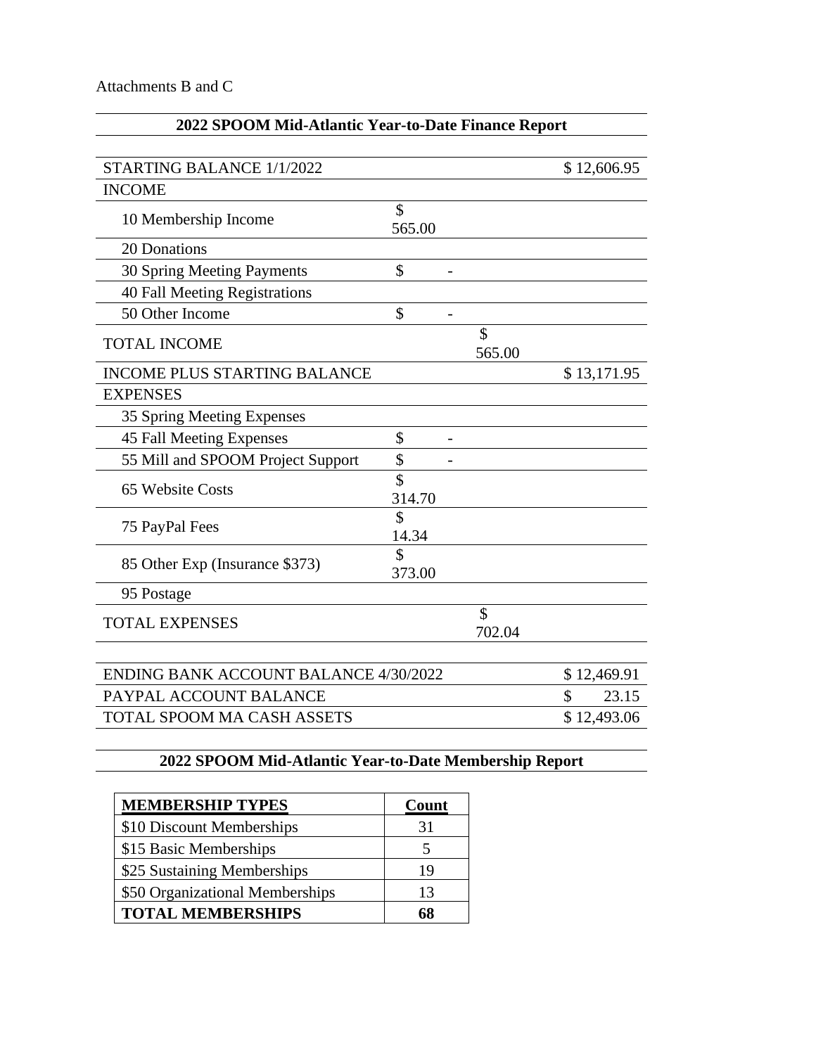Attachments B and C

## 2022 SPOOM Mid-Atlantic Year-to-Date Finance Report

| | | | |
|---|---|---|---|
| STARTING BALANCE 1/1/2022 | | | $ 12,606.95 |
| INCOME | | | |
| 10 Membership Income | $ 565.00 | | |
| 20 Donations | | | |
| 30 Spring Meeting Payments | $ - | | |
| 40 Fall Meeting Registrations | | | |
| 50 Other Income | $ - | | |
| TOTAL INCOME | | $ 565.00 | |
| INCOME PLUS STARTING BALANCE | | | $ 13,171.95 |
| EXPENSES | | | |
| 35 Spring Meeting Expenses | | | |
| 45 Fall Meeting Expenses | $ - | | |
| 55 Mill and SPOOM Project Support | $ - | | |
| 65 Website Costs | $ 314.70 | | |
| 75 PayPal Fees | $ 14.34 | | |
| 85 Other Exp (Insurance $373) | $ 373.00 | | |
| 95 Postage | | | |
| TOTAL EXPENSES | | $ 702.04 | |
| | | | |
| ENDING BANK ACCOUNT BALANCE 4/30/2022 | | | $ 12,469.91 |
| PAYPAL ACCOUNT BALANCE | | | $ 23.15 |
| TOTAL SPOOM MA CASH ASSETS | | | $ 12,493.06 |

## 2022 SPOOM Mid-Atlantic Year-to-Date Membership Report

| **MEMBERSHIP TYPES** | **Count** |
|---|---|
| $10 Discount Memberships | 31 |
| $15 Basic Memberships | 5 |
| $25 Sustaining Memberships | 19 |
| $50 Organizational Memberships | 13 |
| **TOTAL MEMBERSHIPS** | **68** |